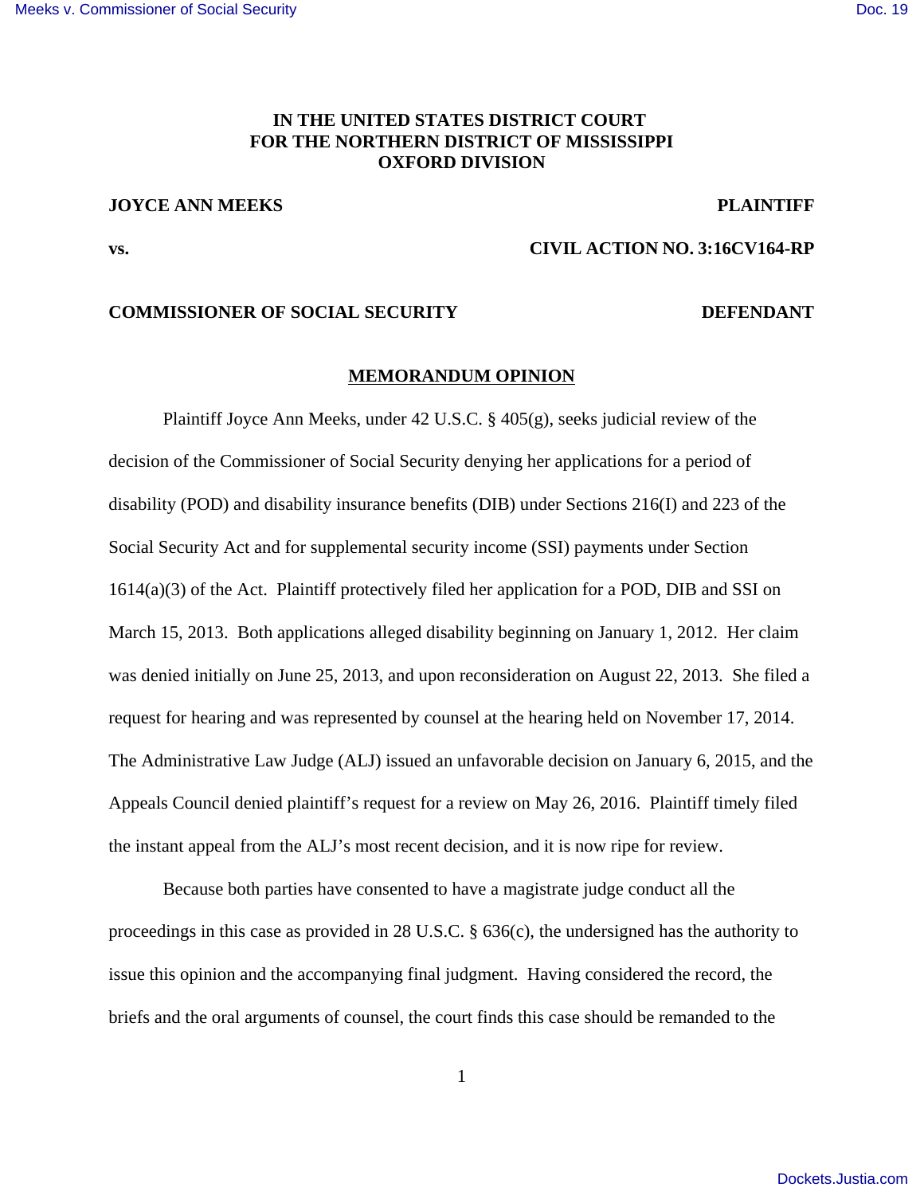**IN THE UNITED STATES DISTRICT COURT**
**FOR THE NORTHERN DISTRICT OF MISSISSIPPI**
**OXFORD DIVISION**

**JOYCE ANN MEEKS** **PLAINTIFF**

**vs.** **CIVIL ACTION NO. 3:16CV164-RP**

**COMMISSIONER OF SOCIAL SECURITY** **DEFENDANT**

## MEMORANDUM OPINION

Plaintiff Joyce Ann Meeks, under 42 U.S.C. § 405(g), seeks judicial review of the decision of the Commissioner of Social Security denying her applications for a period of disability (POD) and disability insurance benefits (DIB) under Sections 216(I) and 223 of the Social Security Act and for supplemental security income (SSI) payments under Section 1614(a)(3) of the Act. Plaintiff protectively filed her application for a POD, DIB and SSI on March 15, 2013. Both applications alleged disability beginning on January 1, 2012. Her claim was denied initially on June 25, 2013, and upon reconsideration on August 22, 2013. She filed a request for hearing and was represented by counsel at the hearing held on November 17, 2014. The Administrative Law Judge (ALJ) issued an unfavorable decision on January 6, 2015, and the Appeals Council denied plaintiff's request for a review on May 26, 2016. Plaintiff timely filed the instant appeal from the ALJ's most recent decision, and it is now ripe for review.

Because both parties have consented to have a magistrate judge conduct all the proceedings in this case as provided in 28 U.S.C. § 636(c), the undersigned has the authority to issue this opinion and the accompanying final judgment. Having considered the record, the briefs and the oral arguments of counsel, the court finds this case should be remanded to the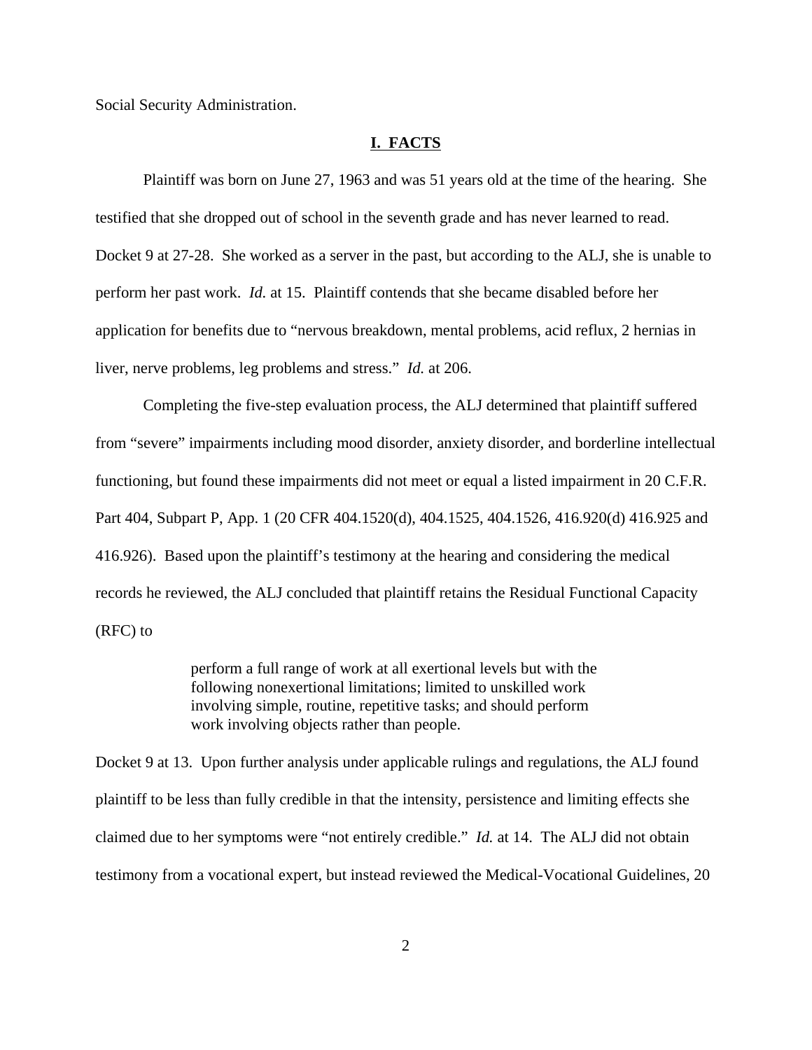Social Security Administration.

## I. FACTS

Plaintiff was born on June 27, 1963 and was 51 years old at the time of the hearing. She testified that she dropped out of school in the seventh grade and has never learned to read. Docket 9 at 27-28. She worked as a server in the past, but according to the ALJ, she is unable to perform her past work. *Id.* at 15. Plaintiff contends that she became disabled before her application for benefits due to "nervous breakdown, mental problems, acid reflux, 2 hernias in liver, nerve problems, leg problems and stress." *Id.* at 206.

Completing the five-step evaluation process, the ALJ determined that plaintiff suffered from "severe" impairments including mood disorder, anxiety disorder, and borderline intellectual functioning, but found these impairments did not meet or equal a listed impairment in 20 C.F.R. Part 404, Subpart P, App. 1 (20 CFR 404.1520(d), 404.1525, 404.1526, 416.920(d) 416.925 and 416.926). Based upon the plaintiff's testimony at the hearing and considering the medical records he reviewed, the ALJ concluded that plaintiff retains the Residual Functional Capacity (RFC) to

> perform a full range of work at all exertional levels but with the following nonexertional limitations; limited to unskilled work involving simple, routine, repetitive tasks; and should perform work involving objects rather than people.

Docket 9 at 13. Upon further analysis under applicable rulings and regulations, the ALJ found plaintiff to be less than fully credible in that the intensity, persistence and limiting effects she claimed due to her symptoms were "not entirely credible." *Id.* at 14. The ALJ did not obtain testimony from a vocational expert, but instead reviewed the Medical-Vocational Guidelines, 20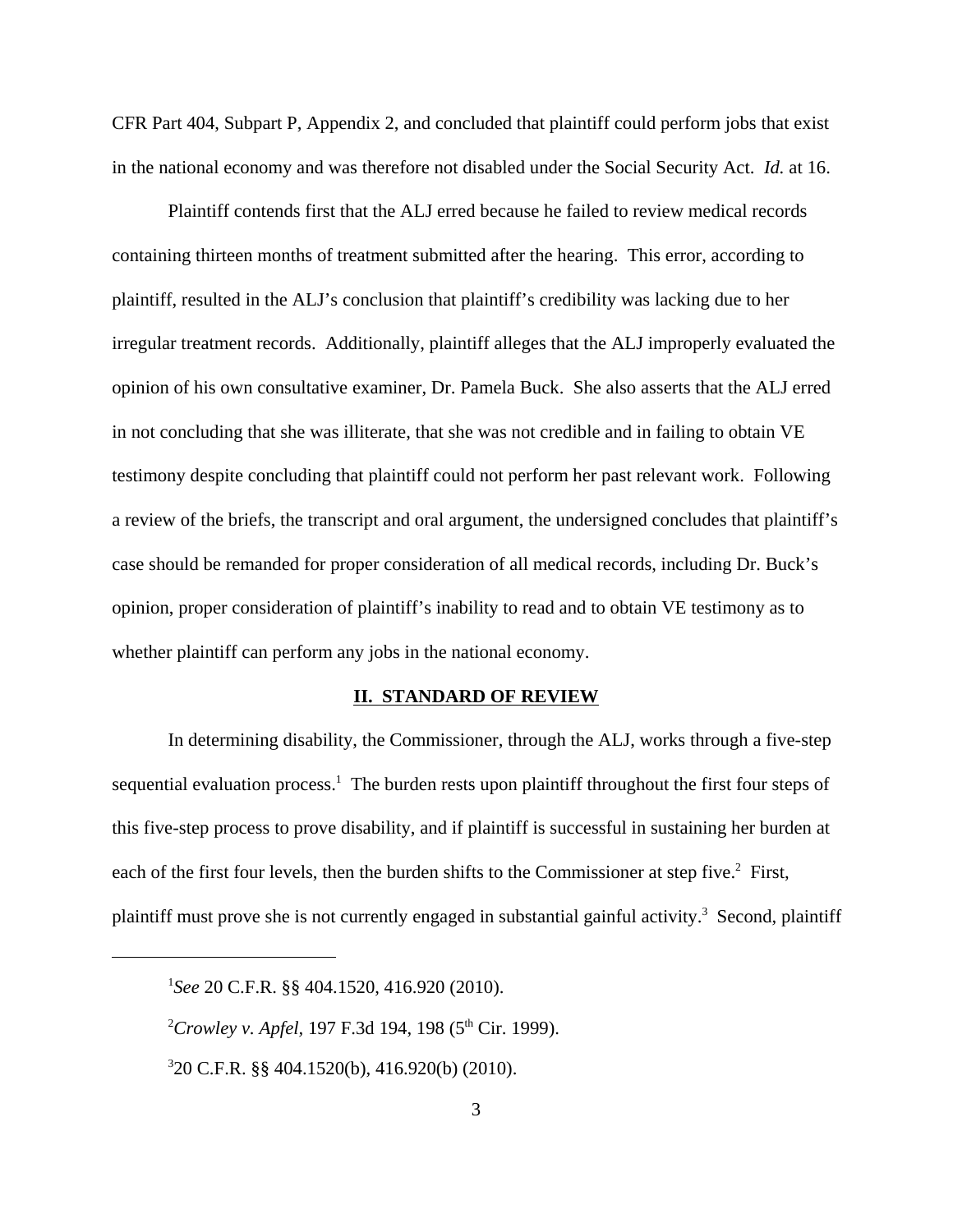CFR Part 404, Subpart P, Appendix 2, and concluded that plaintiff could perform jobs that exist in the national economy and was therefore not disabled under the Social Security Act. *Id.* at 16.

Plaintiff contends first that the ALJ erred because he failed to review medical records containing thirteen months of treatment submitted after the hearing. This error, according to plaintiff, resulted in the ALJ's conclusion that plaintiff's credibility was lacking due to her irregular treatment records. Additionally, plaintiff alleges that the ALJ improperly evaluated the opinion of his own consultative examiner, Dr. Pamela Buck. She also asserts that the ALJ erred in not concluding that she was illiterate, that she was not credible and in failing to obtain VE testimony despite concluding that plaintiff could not perform her past relevant work. Following a review of the briefs, the transcript and oral argument, the undersigned concludes that plaintiff's case should be remanded for proper consideration of all medical records, including Dr. Buck's opinion, proper consideration of plaintiff's inability to read and to obtain VE testimony as to whether plaintiff can perform any jobs in the national economy.

## II. STANDARD OF REVIEW

In determining disability, the Commissioner, through the ALJ, works through a five-step sequential evaluation process.[1] The burden rests upon plaintiff throughout the first four steps of this five-step process to prove disability, and if plaintiff is successful in sustaining her burden at each of the first four levels, then the burden shifts to the Commissioner at step five.[2] First, plaintiff must prove she is not currently engaged in substantial gainful activity.[3] Second, plaintiff

---

[1] *See* 20 C.F.R. §§ 404.1520, 416.920 (2010).

[2] *Crowley v. Apfel*, 197 F.3d 194, 198 (5th Cir. 1999).

[3] 20 C.F.R. §§ 404.1520(b), 416.920(b) (2010).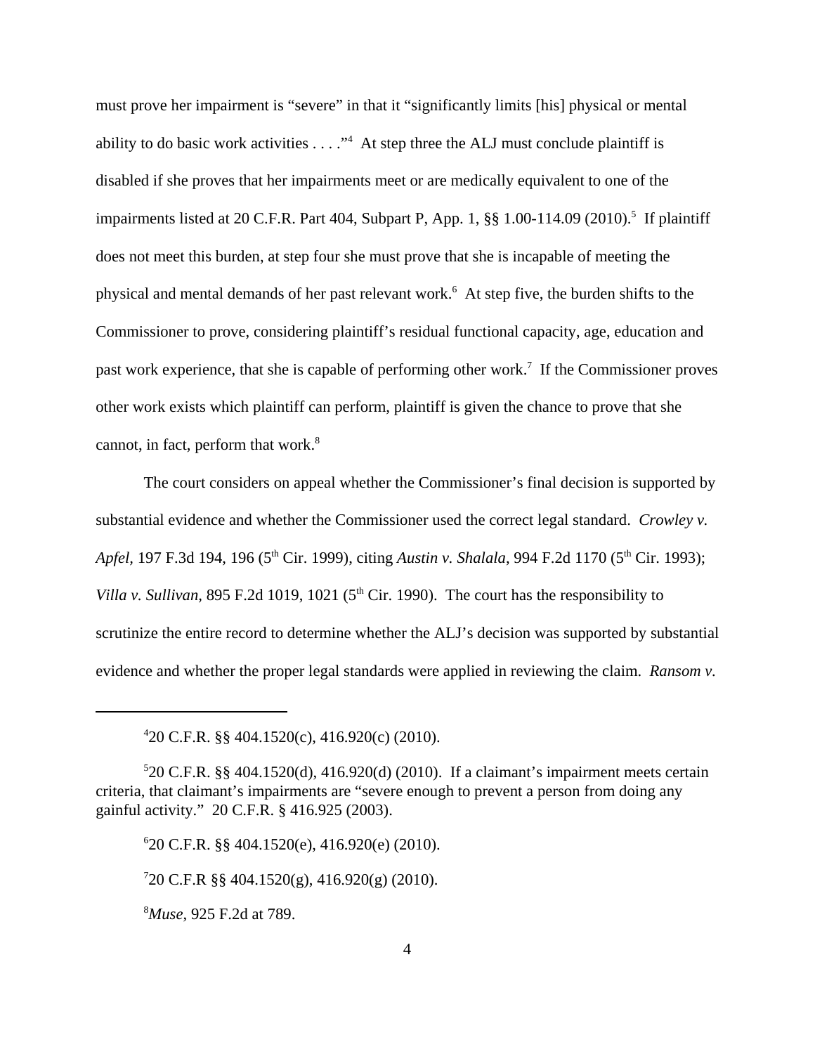must prove her impairment is "severe" in that it "significantly limits [his] physical or mental ability to do basic work activities . . . ."[4] At step three the ALJ must conclude plaintiff is disabled if she proves that her impairments meet or are medically equivalent to one of the impairments listed at 20 C.F.R. Part 404, Subpart P, App. 1, §§ 1.00-114.09 (2010).[5] If plaintiff does not meet this burden, at step four she must prove that she is incapable of meeting the physical and mental demands of her past relevant work.[6] At step five, the burden shifts to the Commissioner to prove, considering plaintiff's residual functional capacity, age, education and past work experience, that she is capable of performing other work.[7] If the Commissioner proves other work exists which plaintiff can perform, plaintiff is given the chance to prove that she cannot, in fact, perform that work.[8]

The court considers on appeal whether the Commissioner's final decision is supported by substantial evidence and whether the Commissioner used the correct legal standard. *Crowley v. Apfel*, 197 F.3d 194, 196 (5th Cir. 1999), citing *Austin v. Shalala*, 994 F.2d 1170 (5th Cir. 1993); *Villa v. Sullivan*, 895 F.2d 1019, 1021 (5th Cir. 1990). The court has the responsibility to scrutinize the entire record to determine whether the ALJ's decision was supported by substantial evidence and whether the proper legal standards were applied in reviewing the claim. *Ransom v.*

---

[4]20 C.F.R. §§ 404.1520(c), 416.920(c) (2010).

[5]20 C.F.R. §§ 404.1520(d), 416.920(d) (2010). If a claimant's impairment meets certain criteria, that claimant's impairments are "severe enough to prevent a person from doing any gainful activity." 20 C.F.R. § 416.925 (2003).

[6]20 C.F.R. §§ 404.1520(e), 416.920(e) (2010).

[7]20 C.F.R §§ 404.1520(g), 416.920(g) (2010).

[8]*Muse*, 925 F.2d at 789.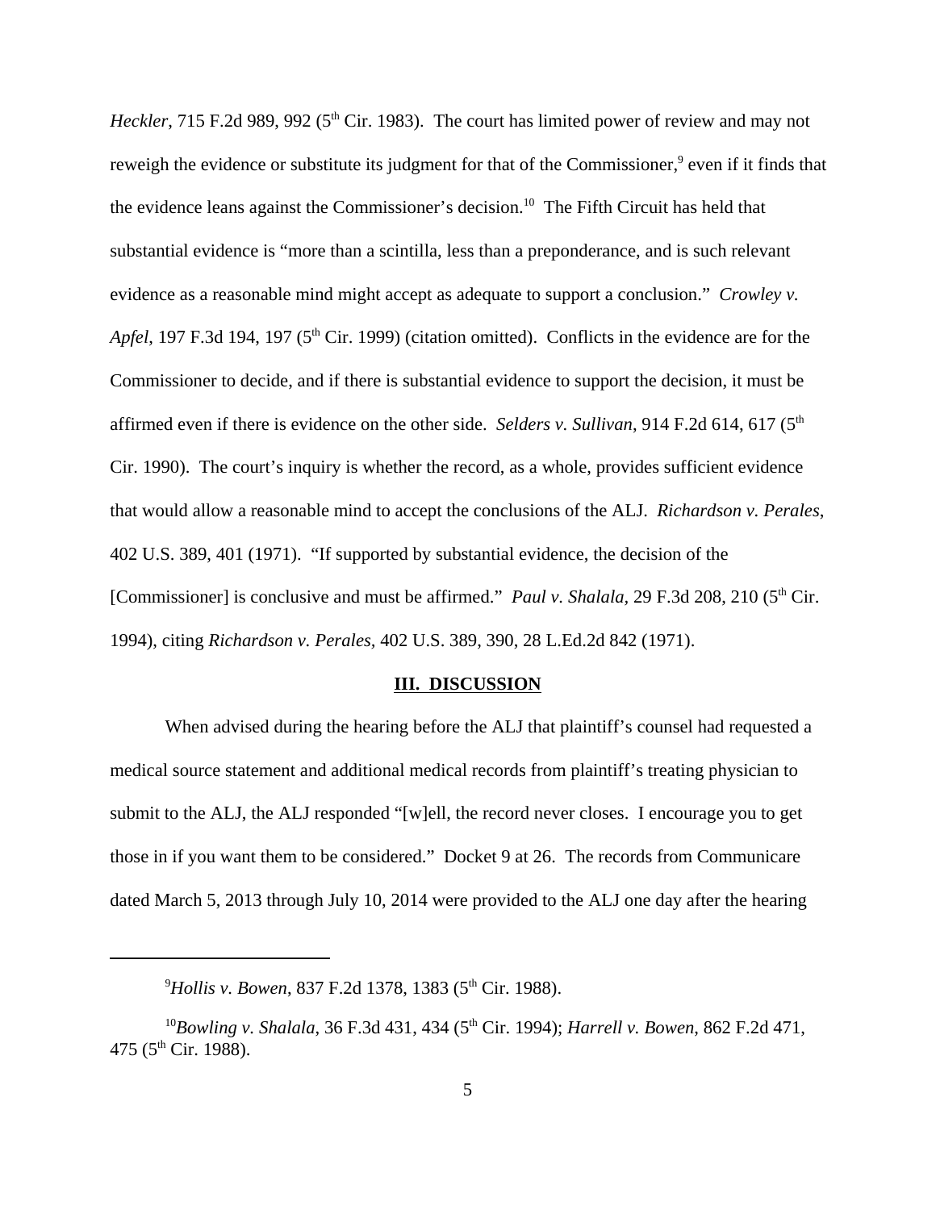*Heckler*, 715 F.2d 989, 992 (5th Cir. 1983). The court has limited power of review and may not reweigh the evidence or substitute its judgment for that of the Commissioner,[9] even if it finds that the evidence leans against the Commissioner's decision.[10] The Fifth Circuit has held that substantial evidence is "more than a scintilla, less than a preponderance, and is such relevant evidence as a reasonable mind might accept as adequate to support a conclusion." *Crowley v. Apfel*, 197 F.3d 194, 197 (5th Cir. 1999) (citation omitted). Conflicts in the evidence are for the Commissioner to decide, and if there is substantial evidence to support the decision, it must be affirmed even if there is evidence on the other side. *Selders v. Sullivan*, 914 F.2d 614, 617 (5th Cir. 1990). The court's inquiry is whether the record, as a whole, provides sufficient evidence that would allow a reasonable mind to accept the conclusions of the ALJ. *Richardson v. Perales*, 402 U.S. 389, 401 (1971). "If supported by substantial evidence, the decision of the [Commissioner] is conclusive and must be affirmed." *Paul v. Shalala,* 29 F.3d 208, 210 (5th Cir. 1994), citing *Richardson v. Perales,* 402 U.S. 389, 390, 28 L.Ed.2d 842 (1971).

## III. DISCUSSION

When advised during the hearing before the ALJ that plaintiff's counsel had requested a medical source statement and additional medical records from plaintiff's treating physician to submit to the ALJ, the ALJ responded "[w]ell, the record never closes. I encourage you to get those in if you want them to be considered." Docket 9 at 26. The records from Communicare dated March 5, 2013 through July 10, 2014 were provided to the ALJ one day after the hearing

---

[9] *Hollis v. Bowen*, 837 F.2d 1378, 1383 (5th Cir. 1988).

[10] *Bowling v. Shalala*, 36 F.3d 431, 434 (5th Cir. 1994); *Harrell v. Bowen*, 862 F.2d 471, 475 (5th Cir. 1988).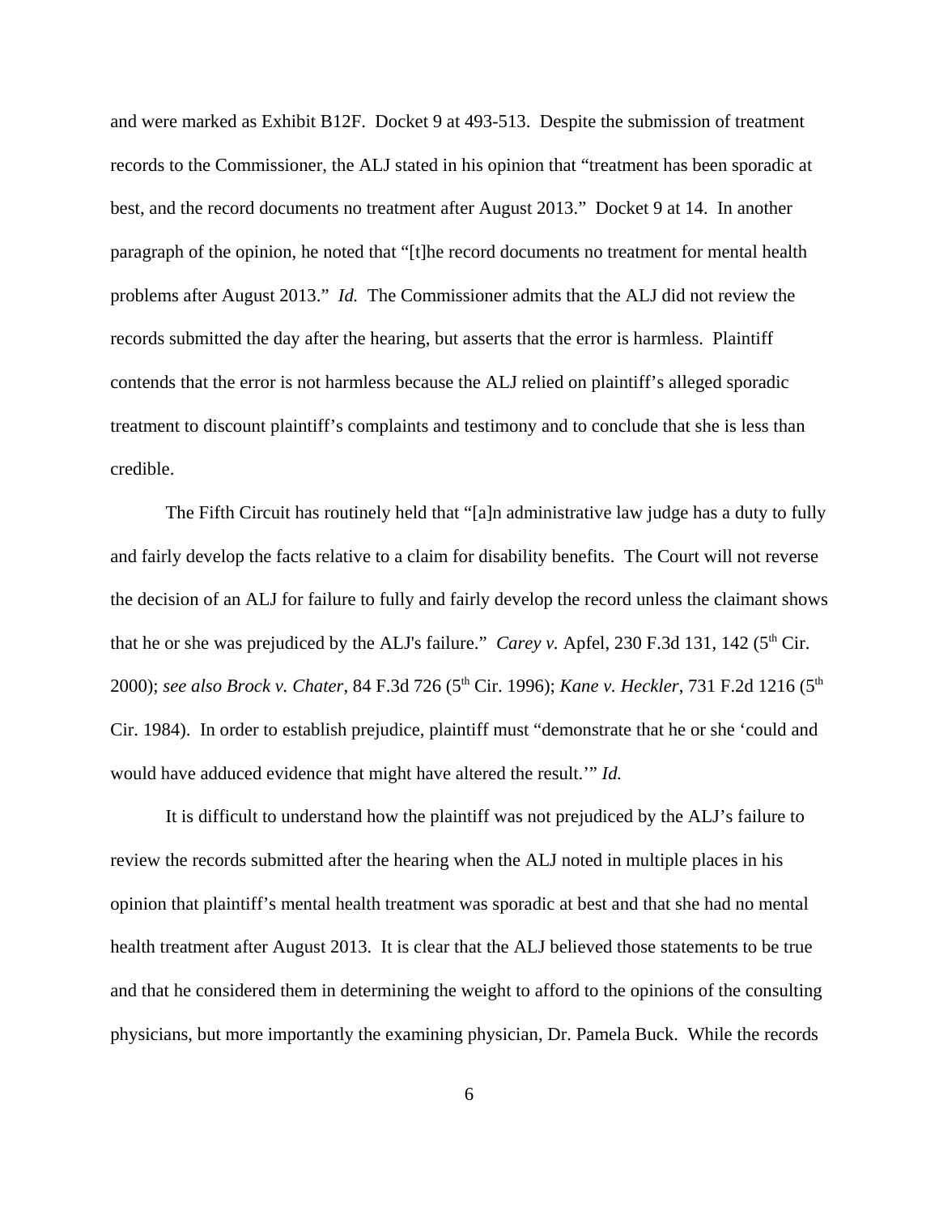and were marked as Exhibit B12F. Docket 9 at 493-513. Despite the submission of treatment records to the Commissioner, the ALJ stated in his opinion that "treatment has been sporadic at best, and the record documents no treatment after August 2013." Docket 9 at 14. In another paragraph of the opinion, he noted that "[t]he record documents no treatment for mental health problems after August 2013." *Id.* The Commissioner admits that the ALJ did not review the records submitted the day after the hearing, but asserts that the error is harmless. Plaintiff contends that the error is not harmless because the ALJ relied on plaintiff's alleged sporadic treatment to discount plaintiff's complaints and testimony and to conclude that she is less than credible.

The Fifth Circuit has routinely held that "[a]n administrative law judge has a duty to fully and fairly develop the facts relative to a claim for disability benefits. The Court will not reverse the decision of an ALJ for failure to fully and fairly develop the record unless the claimant shows that he or she was prejudiced by the ALJ's failure." *Carey v.* Apfel, 230 F.3d 131, 142 (5th Cir. 2000); *see also Brock v. Chater*, 84 F.3d 726 (5th Cir. 1996); *Kane v. Heckler*, 731 F.2d 1216 (5th Cir. 1984). In order to establish prejudice, plaintiff must "demonstrate that he or she 'could and would have adduced evidence that might have altered the result.'" *Id.*

It is difficult to understand how the plaintiff was not prejudiced by the ALJ's failure to review the records submitted after the hearing when the ALJ noted in multiple places in his opinion that plaintiff's mental health treatment was sporadic at best and that she had no mental health treatment after August 2013. It is clear that the ALJ believed those statements to be true and that he considered them in determining the weight to afford to the opinions of the consulting physicians, but more importantly the examining physician, Dr. Pamela Buck. While the records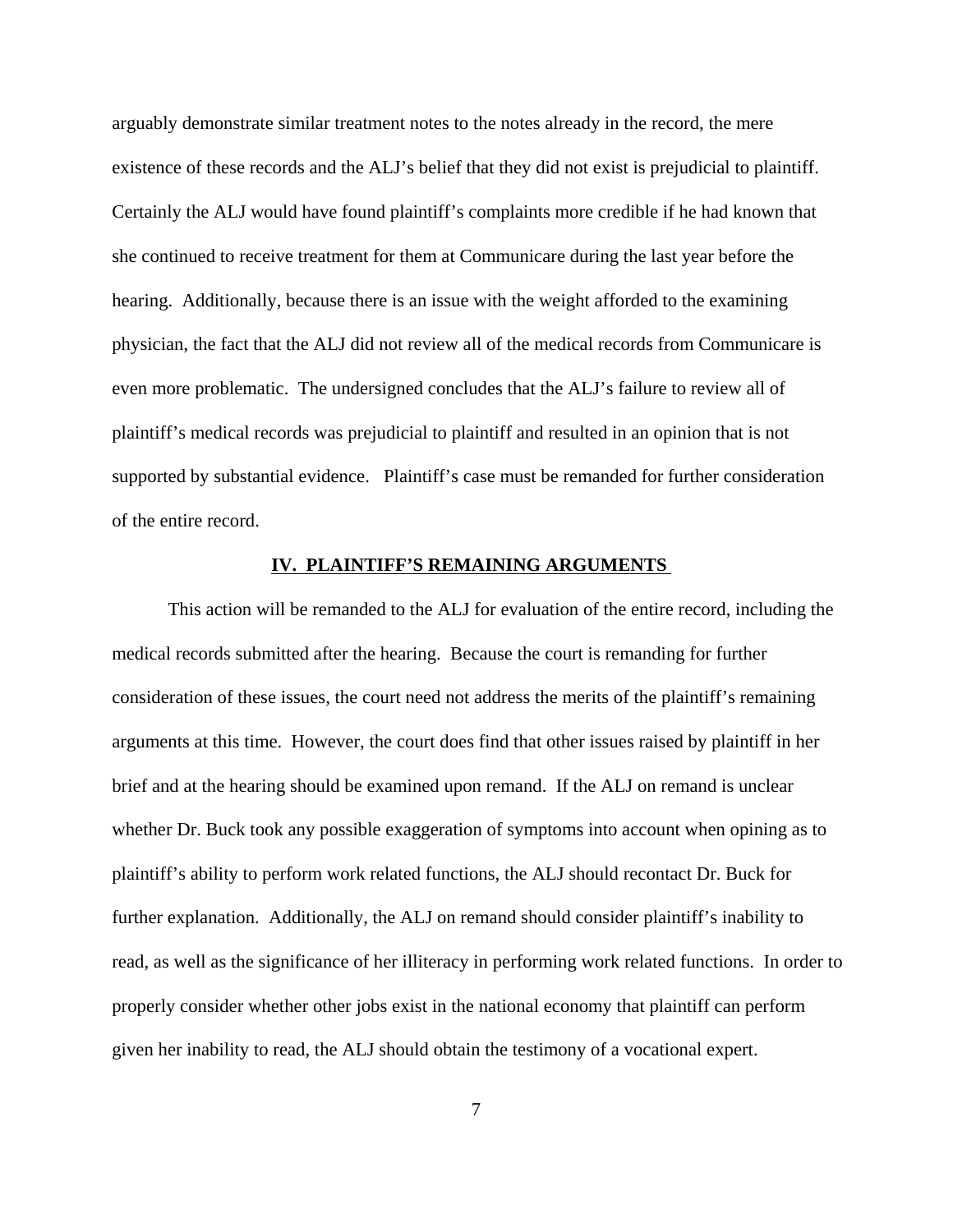arguably demonstrate similar treatment notes to the notes already in the record, the mere existence of these records and the ALJ's belief that they did not exist is prejudicial to plaintiff. Certainly the ALJ would have found plaintiff's complaints more credible if he had known that she continued to receive treatment for them at Communicare during the last year before the hearing. Additionally, because there is an issue with the weight afforded to the examining physician, the fact that the ALJ did not review all of the medical records from Communicare is even more problematic. The undersigned concludes that the ALJ's failure to review all of plaintiff's medical records was prejudicial to plaintiff and resulted in an opinion that is not supported by substantial evidence. Plaintiff's case must be remanded for further consideration of the entire record.

## IV. PLAINTIFF'S REMAINING ARGUMENTS

This action will be remanded to the ALJ for evaluation of the entire record, including the medical records submitted after the hearing. Because the court is remanding for further consideration of these issues, the court need not address the merits of the plaintiff's remaining arguments at this time. However, the court does find that other issues raised by plaintiff in her brief and at the hearing should be examined upon remand. If the ALJ on remand is unclear whether Dr. Buck took any possible exaggeration of symptoms into account when opining as to plaintiff's ability to perform work related functions, the ALJ should recontact Dr. Buck for further explanation. Additionally, the ALJ on remand should consider plaintiff's inability to read, as well as the significance of her illiteracy in performing work related functions. In order to properly consider whether other jobs exist in the national economy that plaintiff can perform given her inability to read, the ALJ should obtain the testimony of a vocational expert.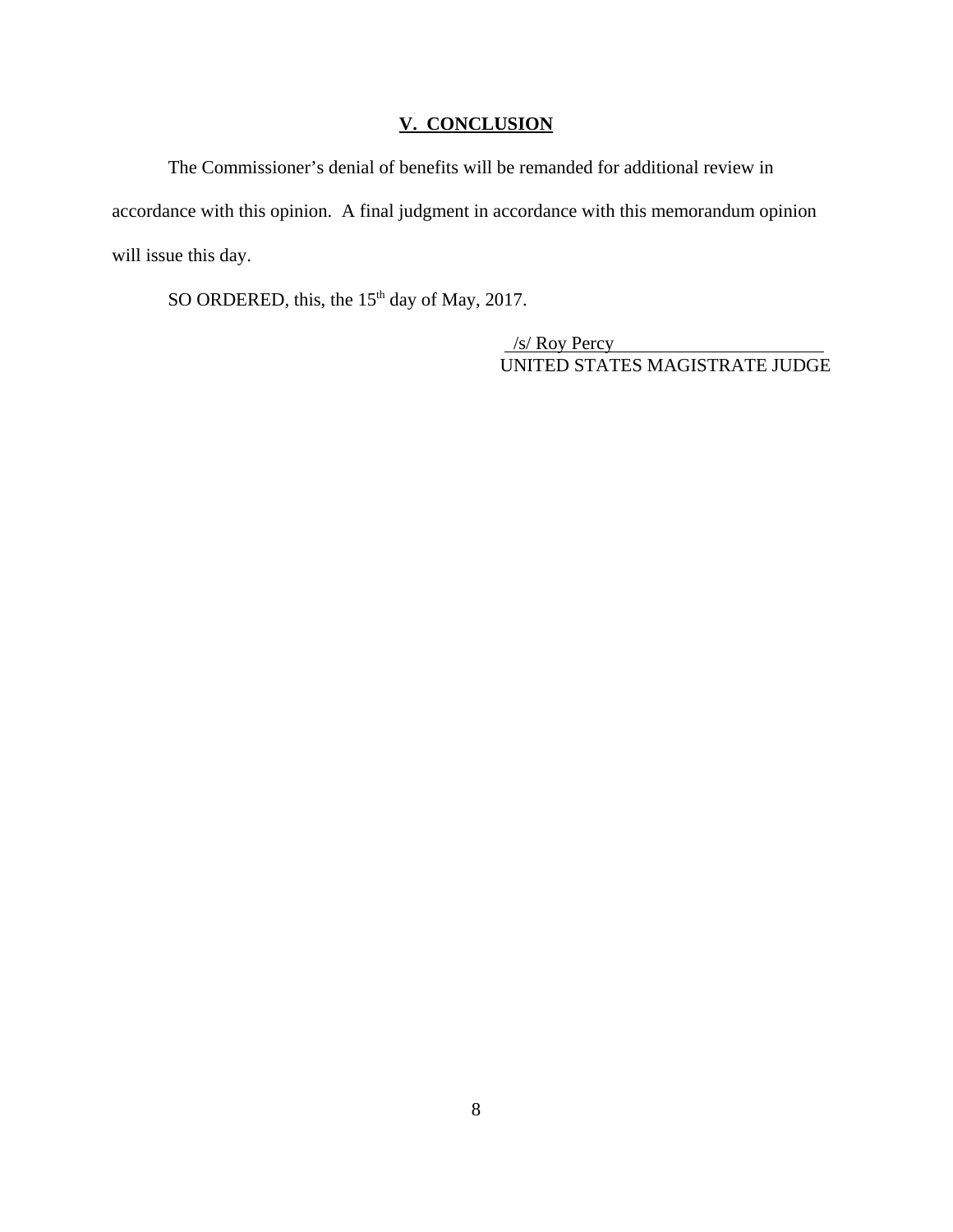## **V. CONCLUSION**

The Commissioner's denial of benefits will be remanded for additional review in accordance with this opinion. A final judgment in accordance with this memorandum opinion will issue this day.

SO ORDERED, this, the 15th day of May, 2017.

/s/ Roy Percy
UNITED STATES MAGISTRATE JUDGE